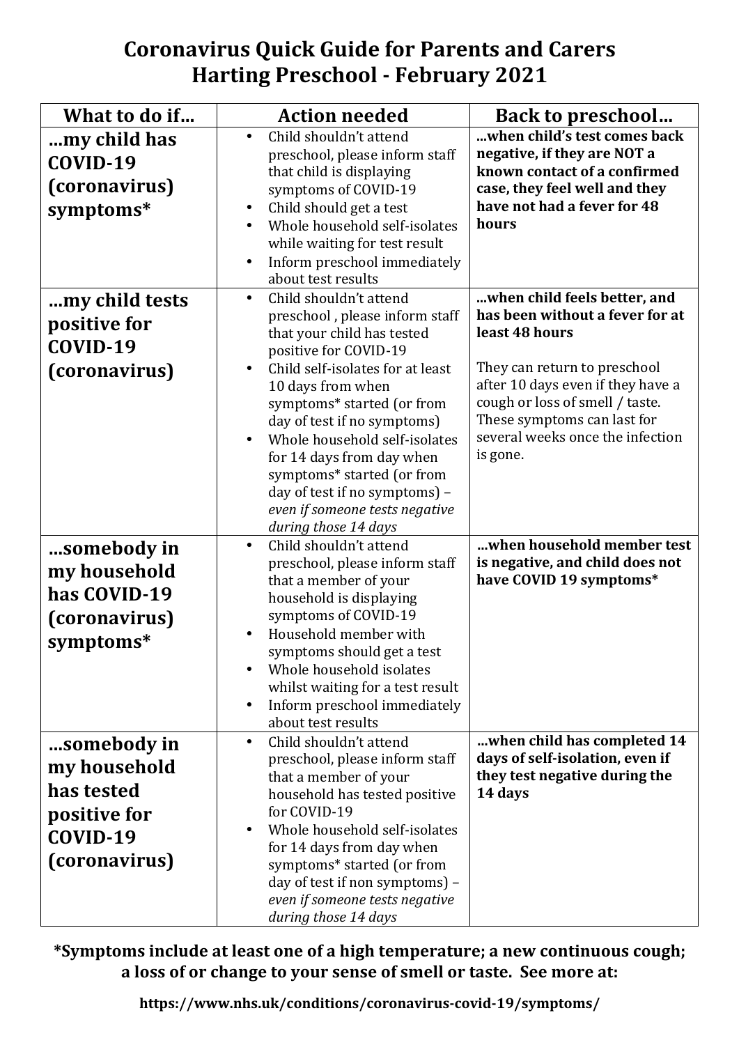# Coronavirus Quick Guide for Parents and Carers
# Harting Preschool - February 2021

| What to do if… | Action needed | Back to preschool… |
|---|---|---|
| **…my child has COVID-19 (coronavirus) symptoms*** | • Child shouldn't attend preschool, please inform staff that child is displaying symptoms of COVID-19<br>• Child should get a test<br>• Whole household self-isolates while waiting for test result<br>• Inform preschool immediately about test results | **…when child's test comes back negative, if they are NOT a known contact of a confirmed case, they feel well and they have not had a fever for 48 hours** |
| **…my child tests positive for COVID-19 (coronavirus)** | • Child shouldn't attend preschool , please inform staff that your child has tested positive for COVID-19<br>• Child self-isolates for at least 10 days from when symptoms* started (or from day of test if no symptoms)<br>• Whole household self-isolates for 14 days from day when symptoms* started (or from day of test if no symptoms) – *even if someone tests negative during those 14 days* | **…when child feels better, and has been without a fever for at least 48 hours**<br><br>They can return to preschool after 10 days even if they have a cough or loss of smell / taste. These symptoms can last for several weeks once the infection is gone. |
| **…somebody in my household has COVID-19 (coronavirus) symptoms*** | • Child shouldn't attend preschool, please inform staff that a member of your household is displaying symptoms of COVID-19<br>• Household member with symptoms should get a test<br>• Whole household isolates whilst waiting for a test result<br>• Inform preschool immediately about test results | **…when household member test is negative, and child does not have COVID 19 symptoms*** |
| **…somebody in my household has tested positive for COVID-19 (coronavirus)** | • Child shouldn't attend preschool, please inform staff that a member of your household has tested positive for COVID-19<br>• Whole household self-isolates for 14 days from day when symptoms* started (or from day of test if non symptoms) – *even if someone tests negative during those 14 days* | **…when child has completed 14 days of self-isolation, even if they test negative during the 14 days** |

**\*Symptoms include at least one of a high temperature; a new continuous cough; a loss of or change to your sense of smell or taste. See more at:**

**https://www.nhs.uk/conditions/coronavirus-covid-19/symptoms/**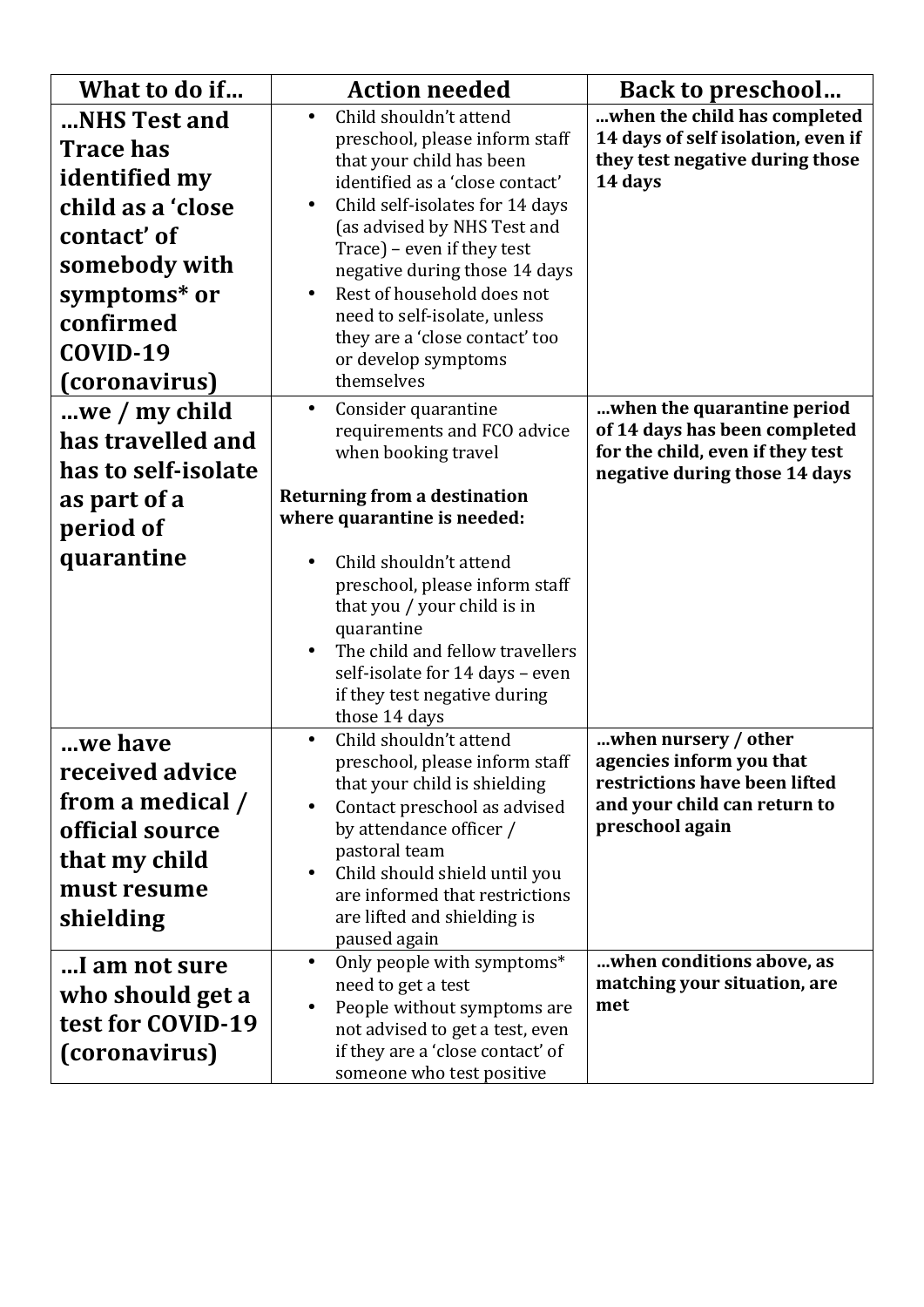| What to do if… | Action needed | Back to preschool… |
|---|---|---|
| **…NHS Test and Trace has identified my child as a 'close contact' of somebody with symptoms* or confirmed COVID-19 (coronavirus)** | • Child shouldn't attend preschool, please inform staff that your child has been identified as a 'close contact'<br>• Child self-isolates for 14 days (as advised by NHS Test and Trace) – even if they test negative during those 14 days<br>• Rest of household does not need to self-isolate, unless they are a 'close contact' too or develop symptoms themselves | **…when the child has completed 14 days of self isolation, even if they test negative during those 14 days** |
| **…we / my child has travelled and has to self-isolate as part of a period of quarantine** | • Consider quarantine requirements and FCO advice when booking travel<br><br>**Returning from a destination where quarantine is needed:**<br><br>• Child shouldn't attend preschool, please inform staff that you / your child is in quarantine<br>• The child and fellow travellers self-isolate for 14 days – even if they test negative during those 14 days | **…when the quarantine period of 14 days has been completed for the child, even if they test negative during those 14 days** |
| **…we have received advice from a medical / official source that my child must resume shielding** | • Child shouldn't attend preschool, please inform staff that your child is shielding<br>• Contact preschool as advised by attendance officer / pastoral team<br>• Child should shield until you are informed that restrictions are lifted and shielding is paused again | **…when nursery / other agencies inform you that restrictions have been lifted and your child can return to preschool again** |
| **…I am not sure who should get a test for COVID-19 (coronavirus)** | • Only people with symptoms* need to get a test<br>• People without symptoms are not advised to get a test, even if they are a 'close contact' of someone who test positive | **…when conditions above, as matching your situation, are met** |